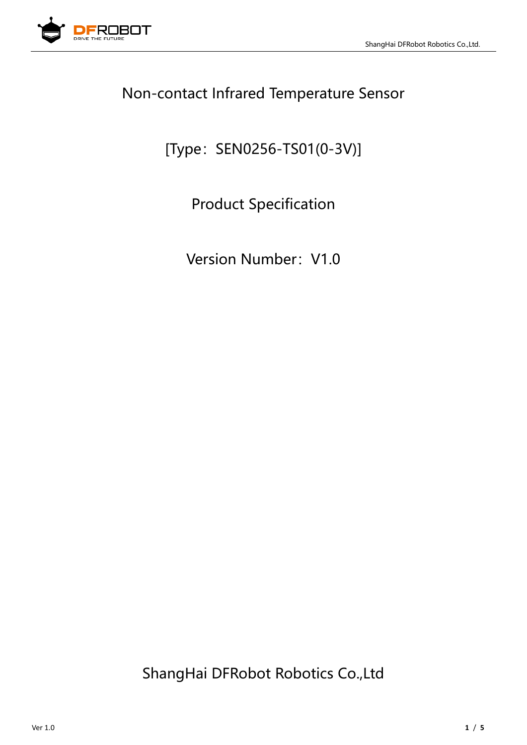# Non-contact Infrared Temperature Sensor

## [Type：SEN0256-TS01(0-3V)]

## Product Specification

## Version Number：V1.0

ShangHai DFRobot Robotics Co.,Ltd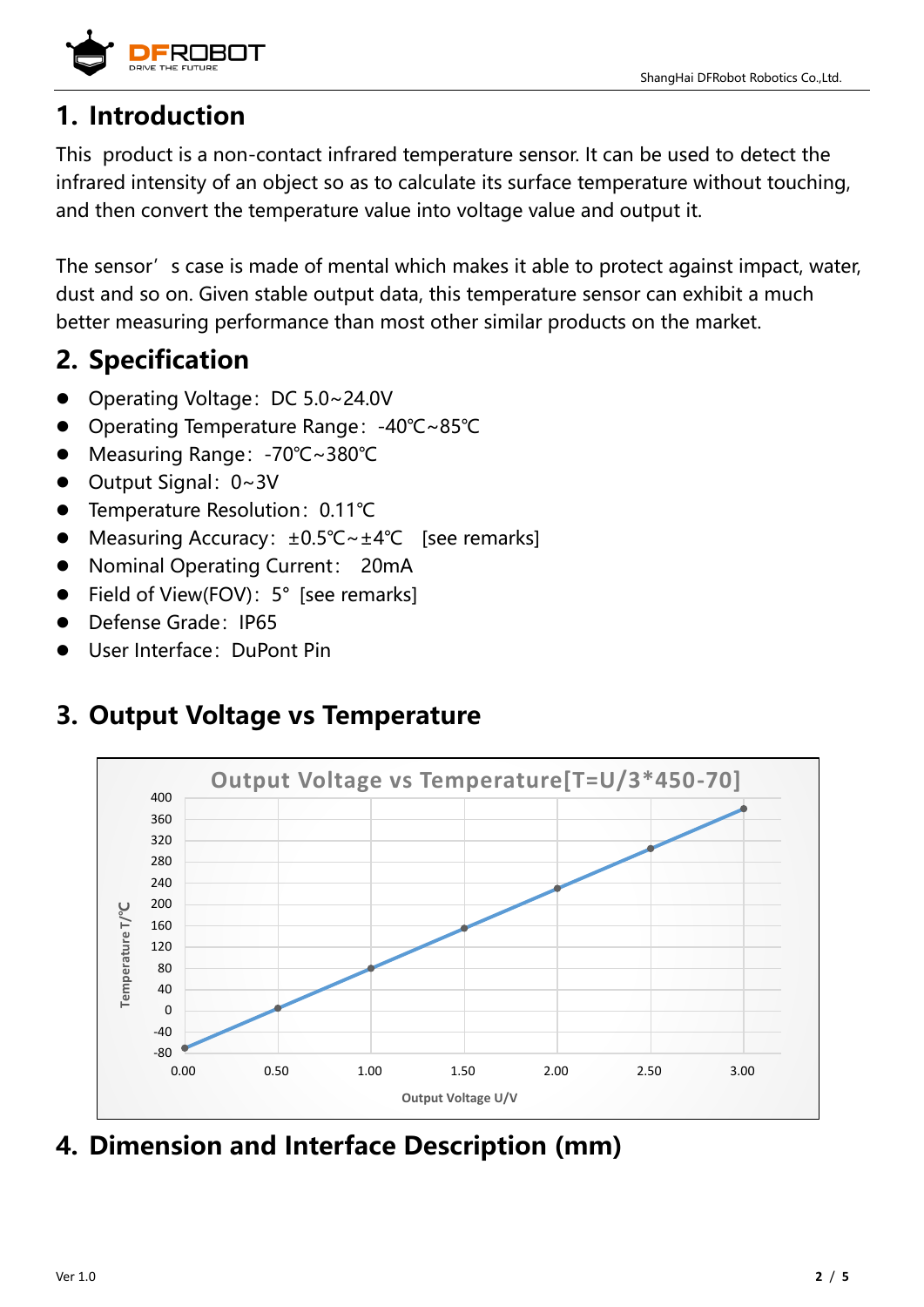# 1. Introduction

This product is a non-contact infrared temperature sensor. It can be used to detect the infrared intensity of an object so as to calculate its surface temperature without touching, and then convert the temperature value into voltage value and output it.

The sensor's case is made of mental which makes it able to protect against impact, water, dust and so on. Given stable output data, this temperature sensor can exhibit a much better measuring performance than most other similar products on the market.

# 2. Specification

- Operating Voltage: DC 5.0~24.0V
- Operating Temperature Range: -40℃~85℃
- Measuring Range: -70℃~380℃
- Output Signal: 0~3V
- Temperature Resolution: 0.11℃
- Measuring Accuracy: ±0.5℃~±4℃ [see remarks]
- Nominal Operating Current: 20mA
- Field of View(FOV): 5° [see remarks]
- Defense Grade: IP65
- User Interface: DuPont Pin

# 3. Output Voltage vs Temperature

Output Voltage vs Temperature[T=U/3*450-70]

# 4. Dimension and Interface Description (mm)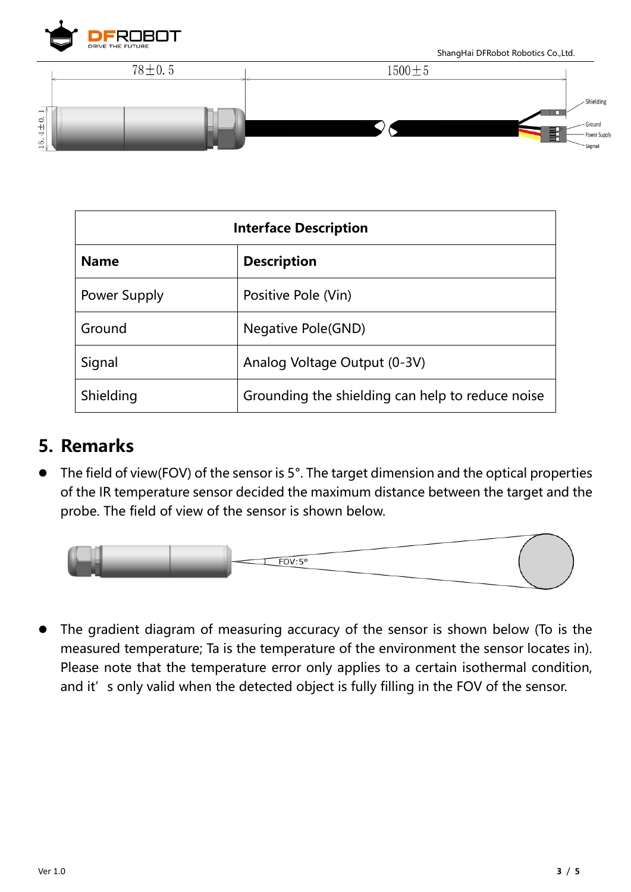| Interface Description | |
|---|---|
| **Name** | **Description** |
| Power Supply | Positive Pole (Vin) |
| Ground | Negative Pole(GND) |
| Signal | Analog Voltage Output (0-3V) |
| Shielding | Grounding the shielding can help to reduce noise |

## 5. Remarks

- The field of view(FOV) of the sensor is 5°. The target dimension and the optical properties of the IR temperature sensor decided the maximum distance between the target and the probe. The field of view of the sensor is shown below.

- The gradient diagram of measuring accuracy of the sensor is shown below (To is the measured temperature; Ta is the temperature of the environment the sensor locates in). Please note that the temperature error only applies to a certain isothermal condition, and it's only valid when the detected object is fully filling in the FOV of the sensor.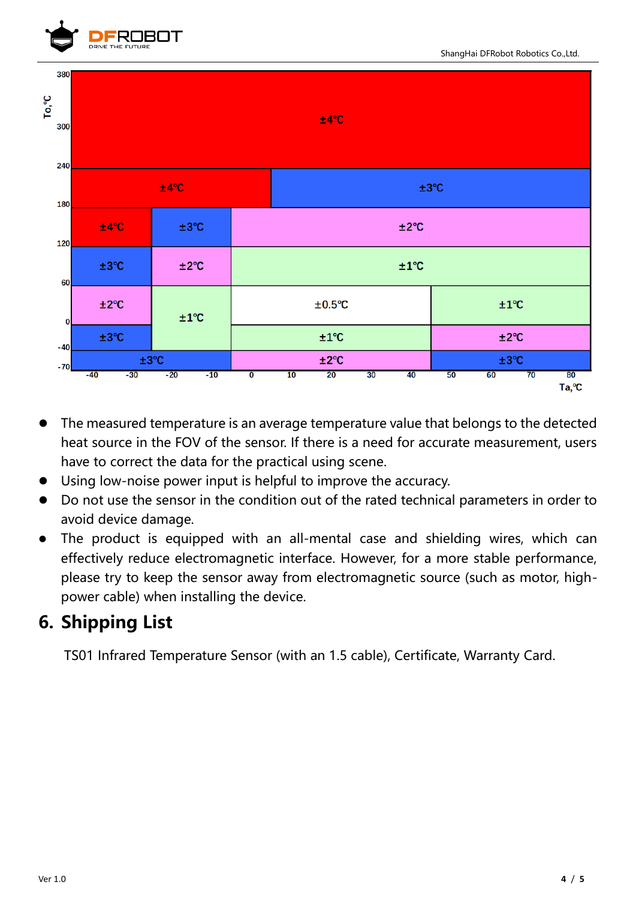| To, ℃ \ Ta, ℃ | -40 ~ -20 | -20 ~ 0 | 0 ~ 10 | 10 ~ 50 | 50 ~ 85 |
|---|---|---|---|---|---|
| 240 ~ 380 | ±4℃ | ±4℃ | ±4℃ | ±4℃ | ±4℃ |
| 180 ~ 240 | ±4℃ | ±4℃ | ±4℃ | ±3℃ | ±3℃ |
| 120 ~ 180 | ±4℃ | ±3℃ | ±2℃ | ±2℃ | ±2℃ |
| 60 ~ 120 | ±3℃ | ±2℃ | ±1℃ | ±1℃ | ±1℃ |
| 0 ~ 60 | ±2℃ | ±1℃ | ±0.5℃ | ±0.5℃ | ±1℃ |
| -40 ~ 0 | ±3℃ | ±1℃ | ±1℃ | ±1℃ | ±2℃ |
| -70 ~ -40 | ±3℃ | ±3℃ | ±2℃ | ±2℃ | ±3℃ |

- The measured temperature is an average temperature value that belongs to the detected heat source in the FOV of the sensor. If there is a need for accurate measurement, users have to correct the data for the practical using scene.
- Using low-noise power input is helpful to improve the accuracy.
- Do not use the sensor in the condition out of the rated technical parameters in order to avoid device damage.
- The product is equipped with an all-mental case and shielding wires, which can effectively reduce electromagnetic interface. However, for a more stable performance, please try to keep the sensor away from electromagnetic source (such as motor, high-power cable) when installing the device.

## 6. Shipping List

TS01 Infrared Temperature Sensor (with an 1.5 cable), Certificate, Warranty Card.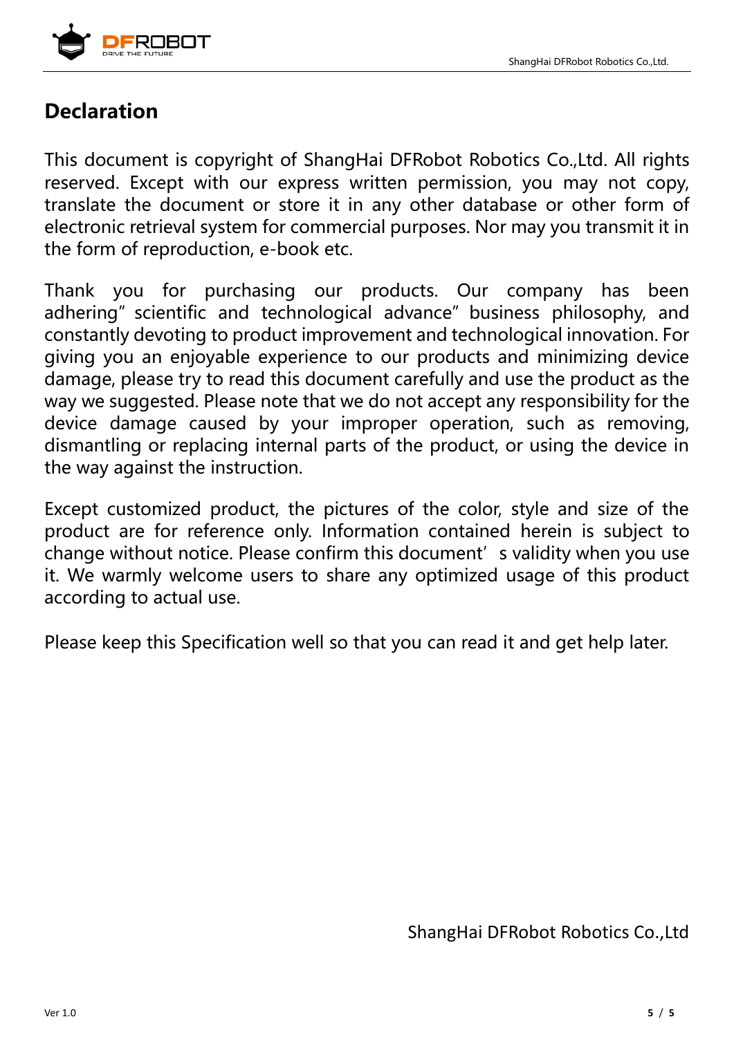## Declaration

This document is copyright of ShangHai DFRobot Robotics Co.,Ltd. All rights reserved. Except with our express written permission, you may not copy, translate the document or store it in any other database or other form of electronic retrieval system for commercial purposes. Nor may you transmit it in the form of reproduction, e-book etc.

Thank you for purchasing our products. Our company has been adhering" scientific and technological advance" business philosophy, and constantly devoting to product improvement and technological innovation. For giving you an enjoyable experience to our products and minimizing device damage, please try to read this document carefully and use the product as the way we suggested. Please note that we do not accept any responsibility for the device damage caused by your improper operation, such as removing, dismantling or replacing internal parts of the product, or using the device in the way against the instruction.

Except customized product, the pictures of the color, style and size of the product are for reference only. Information contained herein is subject to change without notice. Please confirm this document's validity when you use it. We warmly welcome users to share any optimized usage of this product according to actual use.

Please keep this Specification well so that you can read it and get help later.

ShangHai DFRobot Robotics Co.,Ltd